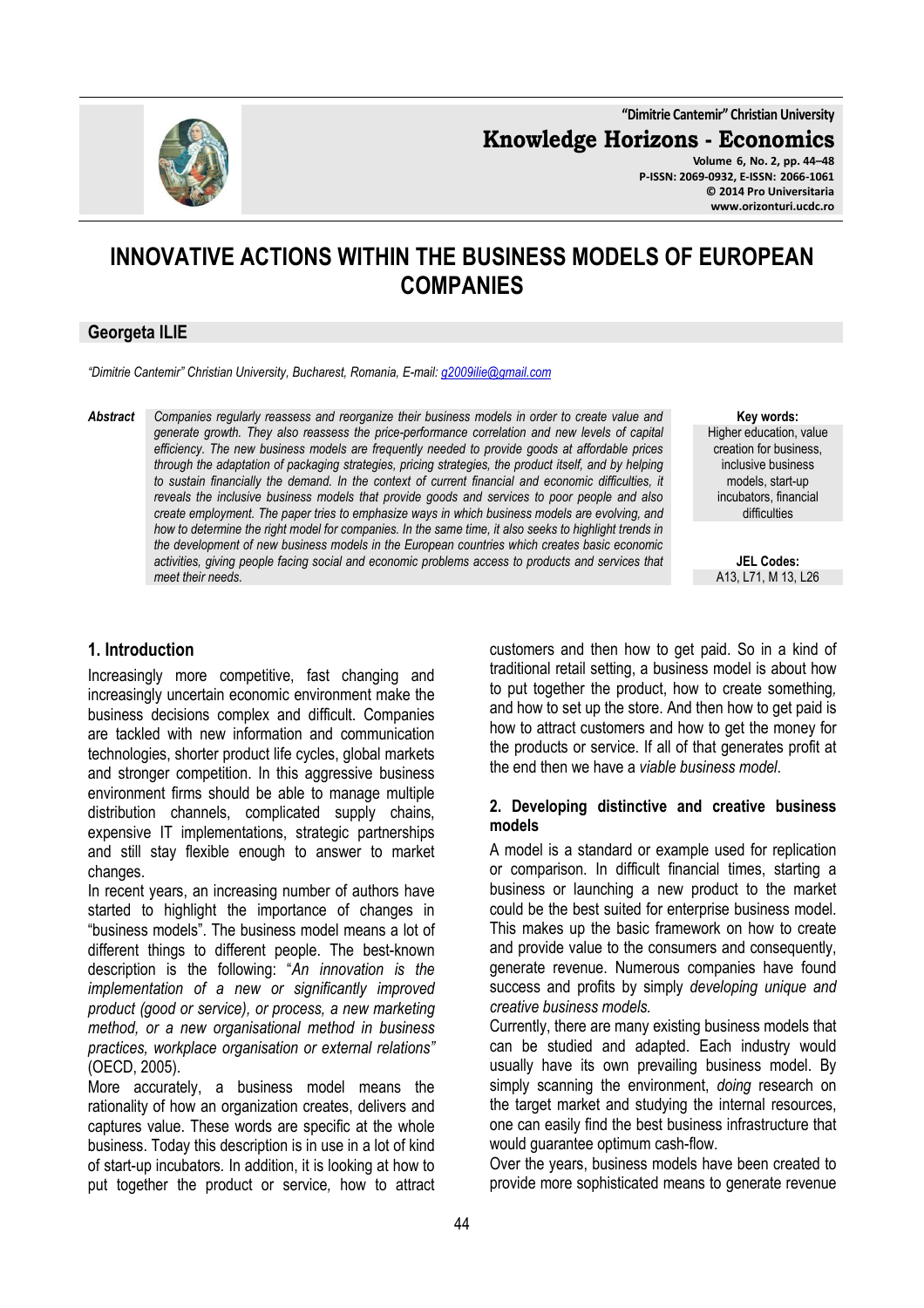# INNOVATIVE ACTIONS WITHIN THE BUSINESS MODELS OF EUROPEAN COMPANIES

**Georgeta ILIE**

*"Dimitrie Cantemir" Christian University, Bucharest, Romania, E-mail: g2009ilie@gmail.com*

***Abstract*** *Companies regularly reassess and reorganize their business models in order to create value and generate growth. They also reassess the price-performance correlation and new levels of capital efficiency. The new business models are frequently needed to provide goods at affordable prices through the adaptation of packaging strategies, pricing strategies, the product itself, and by helping to sustain financially the demand. In the context of current financial and economic difficulties, it reveals the inclusive business models that provide goods and services to poor people and also create employment. The paper tries to emphasize ways in which business models are evolving, and how to determine the right model for companies. In the same time, it also seeks to highlight trends in the development of new business models in the European countries which creates basic economic activities, giving people facing social and economic problems access to products and services that meet their needs.*

**Key words:**
Higher education, value creation for business, inclusive business models, start-up incubators, financial difficulties

**JEL Codes:**
A13, L71, M 13, L26

## 1. Introduction

Increasingly more competitive, fast changing and increasingly uncertain economic environment make the business decisions complex and difficult. Companies are tackled with new information and communication technologies, shorter product life cycles, global markets and stronger competition. In this aggressive business environment firms should be able to manage multiple distribution channels, complicated supply chains, expensive IT implementations, strategic partnerships and still stay flexible enough to answer to market changes.

In recent years, an increasing number of authors have started to highlight the importance of changes in "business models". The business model means a lot of different things to different people. The best-known description is the following: "*An innovation is the implementation of a new or significantly improved product (good or service), or process, a new marketing method, or a new organisational method in business practices, workplace organisation or external relations*" (OECD, 2005).

More accurately, a business model means the rationality of how an organization creates, delivers and captures value. These words are specific at the whole business. Today this description is in use in a lot of kind of start-up incubators. In addition, it is looking at how to put together the product or service, how to attract customers and then how to get paid. So in a kind of traditional retail setting, a business model is about how to put together the product, how to create something, and how to set up the store. And then how to get paid is how to attract customers and how to get the money for the products or service. If all of that generates profit at the end then we have a *viable business model*.

### 2. Developing distinctive and creative business models

A model is a standard or example used for replication or comparison. In difficult financial times, starting a business or launching a new product to the market could be the best suited for enterprise business model. This makes up the basic framework on how to create and provide value to the consumers and consequently, generate revenue. Numerous companies have found success and profits by simply *developing unique and creative business models.*

Currently, there are many existing business models that can be studied and adapted. Each industry would usually have its own prevailing business model. By simply scanning the environment, *doing* research on the target market and studying the internal resources, one can easily find the best business infrastructure that would guarantee optimum cash-flow.

Over the years, business models have been created to provide more sophisticated means to generate revenue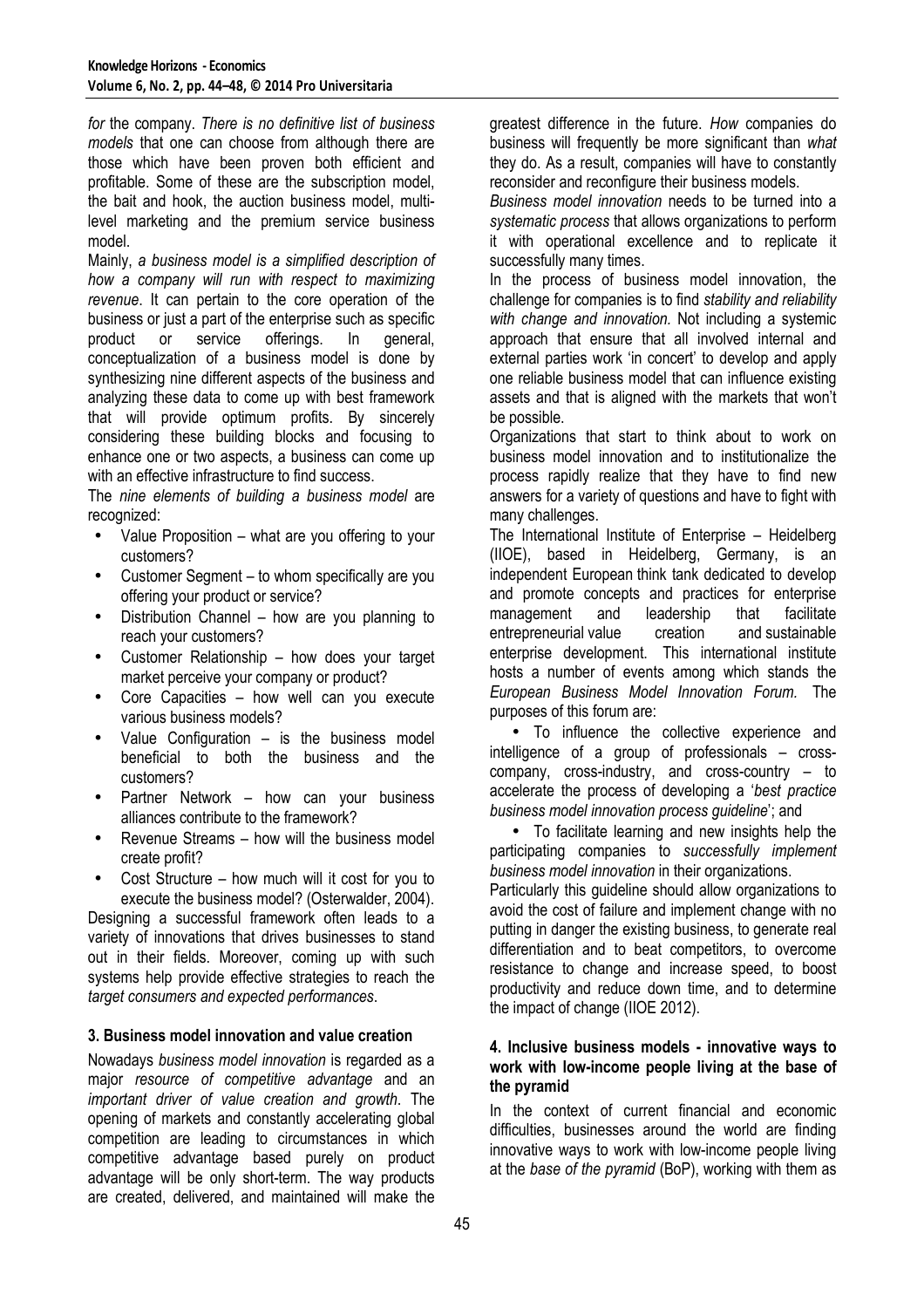*for* the company. *There is no definitive list of business models* that one can choose from although there are those which have been proven both efficient and profitable. Some of these are the subscription model, the bait and hook, the auction business model, multi-level marketing and the premium service business model.

Mainly, *a business model is a simplified description of how a company will run with respect to maximizing revenue*. It can pertain to the core operation of the business or just a part of the enterprise such as specific product or service offerings. In general, conceptualization of a business model is done by synthesizing nine different aspects of the business and analyzing these data to come up with best framework that will provide optimum profits. By sincerely considering these building blocks and focusing to enhance one or two aspects, a business can come up with an effective infrastructure to find success.

The *nine elements of building a business model* are recognized:

- Value Proposition – what are you offering to your customers?
- Customer Segment – to whom specifically are you offering your product or service?
- Distribution Channel – how are you planning to reach your customers?
- Customer Relationship – how does your target market perceive your company or product?
- Core Capacities – how well can you execute various business models?
- Value Configuration – is the business model beneficial to both the business and the customers?
- Partner Network – how can your business alliances contribute to the framework?
- Revenue Streams – how will the business model create profit?
- Cost Structure – how much will it cost for you to execute the business model? (Osterwalder, 2004).

Designing a successful framework often leads to a variety of innovations that drives businesses to stand out in their fields. Moreover, coming up with such systems help provide effective strategies to reach the *target consumers and expected performances*.

## 3. Business model innovation and value creation

Nowadays *business model innovation* is regarded as a major *resource of competitive advantage* and an *important driver of value creation and growth*. The opening of markets and constantly accelerating global competition are leading to circumstances in which competitive advantage based purely on product advantage will be only short-term. The way products are created, delivered, and maintained will make the greatest difference in the future. *How* companies do business will frequently be more significant than *what* they do. As a result, companies will have to constantly reconsider and reconfigure their business models.

*Business model innovation* needs to be turned into a *systematic process* that allows organizations to perform it with operational excellence and to replicate it successfully many times.

In the process of business model innovation, the challenge for companies is to find *stability and reliability with change and innovation*. Not including a systemic approach that ensure that all involved internal and external parties work 'in concert' to develop and apply one reliable business model that can influence existing assets and that is aligned with the markets that won't be possible.

Organizations that start to think about to work on business model innovation and to institutionalize the process rapidly realize that they have to find new answers for a variety of questions and have to fight with many challenges.

The International Institute of Enterprise – Heidelberg (IIOE), based in Heidelberg, Germany, is an independent European think tank dedicated to develop and promote concepts and practices for enterprise management and leadership that facilitate entrepreneurial value creation and sustainable enterprise development. This international institute hosts a number of events among which stands the *European Business Model Innovation Forum.* The purposes of this forum are:

- To influence the collective experience and intelligence of a group of professionals – cross-company, cross-industry, and cross-country – to accelerate the process of developing a '*best practice business model innovation process guideline*'; and
- To facilitate learning and new insights help the participating companies to *successfully implement business model innovation* in their organizations.

Particularly this guideline should allow organizations to avoid the cost of failure and implement change with no putting in danger the existing business, to generate real differentiation and to beat competitors, to overcome resistance to change and increase speed, to boost productivity and reduce down time, and to determine the impact of change (IIOE 2012).

## 4. Inclusive business models - innovative ways to work with low-income people living at the base of the pyramid

In the context of current financial and economic difficulties, businesses around the world are finding innovative ways to work with low-income people living at the *base of the pyramid* (BoP), working with them as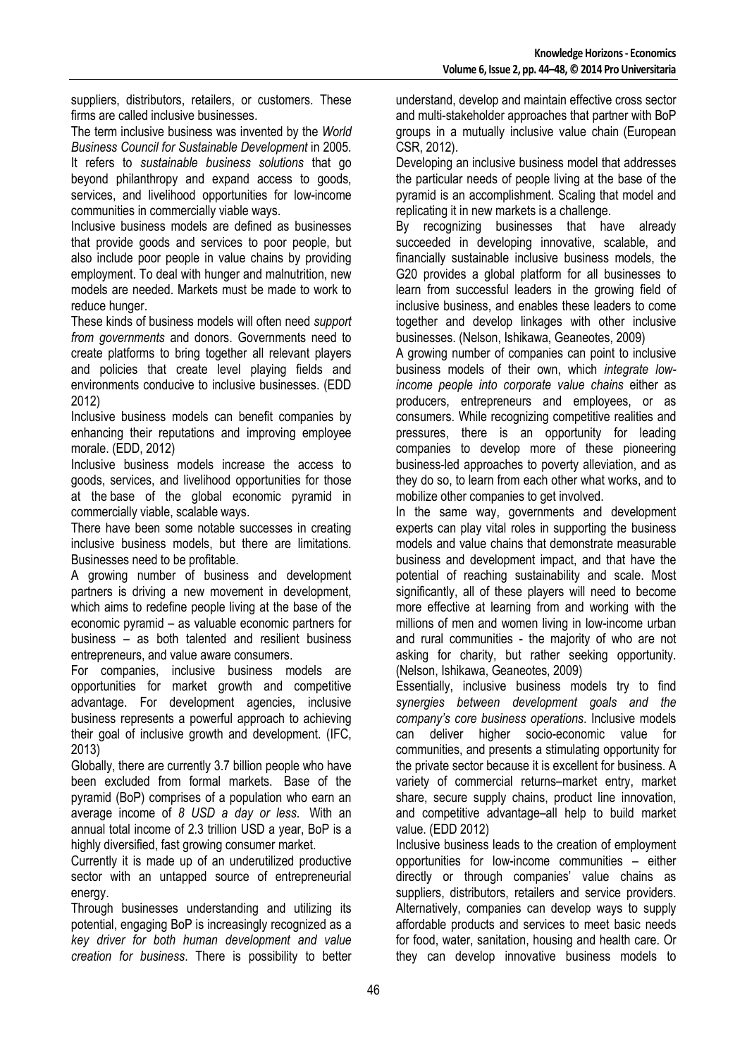suppliers, distributors, retailers, or customers. These firms are called inclusive businesses.

The term inclusive business was invented by the *World Business Council for Sustainable Development* in 2005. It refers to *sustainable business solutions* that go beyond philanthropy and expand access to goods, services, and livelihood opportunities for low-income communities in commercially viable ways.

Inclusive business models are defined as businesses that provide goods and services to poor people, but also include poor people in value chains by providing employment. To deal with hunger and malnutrition, new models are needed. Markets must be made to work to reduce hunger.

These kinds of business models will often need *support from governments* and donors. Governments need to create platforms to bring together all relevant players and policies that create level playing fields and environments conducive to inclusive businesses. (EDD 2012)

Inclusive business models can benefit companies by enhancing their reputations and improving employee morale. (EDD, 2012)

Inclusive business models increase the access to goods, services, and livelihood opportunities for those at the base of the global economic pyramid in commercially viable, scalable ways.

There have been some notable successes in creating inclusive business models, but there are limitations. Businesses need to be profitable.

A growing number of business and development partners is driving a new movement in development, which aims to redefine people living at the base of the economic pyramid – as valuable economic partners for business – as both talented and resilient business entrepreneurs, and value aware consumers.

For companies, inclusive business models are opportunities for market growth and competitive advantage. For development agencies, inclusive business represents a powerful approach to achieving their goal of inclusive growth and development. (IFC, 2013)

Globally, there are currently 3.7 billion people who have been excluded from formal markets. Base of the pyramid (BoP) comprises of a population who earn an average income of *8 USD a day or less*. With an annual total income of 2.3 trillion USD a year, BoP is a highly diversified, fast growing consumer market.

Currently it is made up of an underutilized productive sector with an untapped source of entrepreneurial energy.

Through businesses understanding and utilizing its potential, engaging BoP is increasingly recognized as a *key driver for both human development and value creation for business*. There is possibility to better understand, develop and maintain effective cross sector and multi-stakeholder approaches that partner with BoP groups in a mutually inclusive value chain (European CSR, 2012).

Developing an inclusive business model that addresses the particular needs of people living at the base of the pyramid is an accomplishment. Scaling that model and replicating it in new markets is a challenge.

By recognizing businesses that have already succeeded in developing innovative, scalable, and financially sustainable inclusive business models, the G20 provides a global platform for all businesses to learn from successful leaders in the growing field of inclusive business, and enables these leaders to come together and develop linkages with other inclusive businesses. (Nelson, Ishikawa, Geaneotes, 2009)

A growing number of companies can point to inclusive business models of their own, which *integrate low-income people into corporate value chains* either as producers, entrepreneurs and employees, or as consumers. While recognizing competitive realities and pressures, there is an opportunity for leading companies to develop more of these pioneering business-led approaches to poverty alleviation, and as they do so, to learn from each other what works, and to mobilize other companies to get involved.

In the same way, governments and development experts can play vital roles in supporting the business models and value chains that demonstrate measurable business and development impact, and that have the potential of reaching sustainability and scale. Most significantly, all of these players will need to become more effective at learning from and working with the millions of men and women living in low-income urban and rural communities - the majority of who are not asking for charity, but rather seeking opportunity. (Nelson, Ishikawa, Geaneotes, 2009)

Essentially, inclusive business models try to find *synergies between development goals and the company's core business operations*. Inclusive models can deliver higher socio-economic value for communities, and presents a stimulating opportunity for the private sector because it is excellent for business. A variety of commercial returns–market entry, market share, secure supply chains, product line innovation, and competitive advantage–all help to build market value. (EDD 2012)

Inclusive business leads to the creation of employment opportunities for low-income communities – either directly or through companies' value chains as suppliers, distributors, retailers and service providers. Alternatively, companies can develop ways to supply affordable products and services to meet basic needs for food, water, sanitation, housing and health care. Or they can develop innovative business models to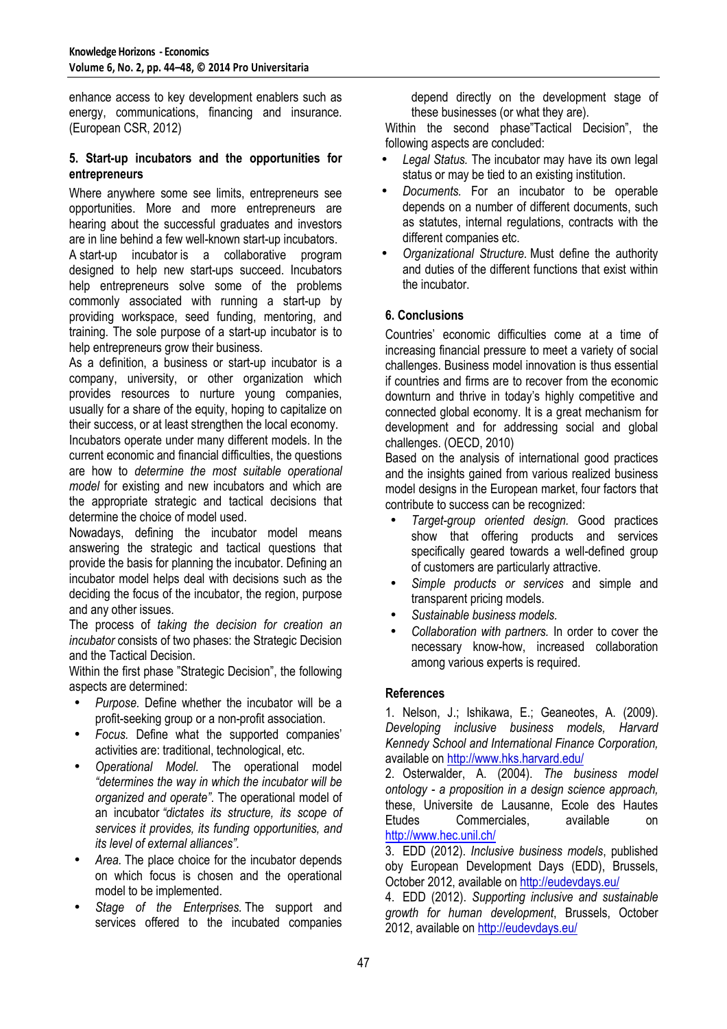enhance access to key development enablers such as energy, communications, financing and insurance. (European CSR, 2012)

### 5. Start-up incubators and the opportunities for entrepreneurs

Where anywhere some see limits, entrepreneurs see opportunities. More and more entrepreneurs are hearing about the successful graduates and investors are in line behind a few well-known start-up incubators.

A start-up incubator is a collaborative program designed to help new start-ups succeed. Incubators help entrepreneurs solve some of the problems commonly associated with running a start-up by providing workspace, seed funding, mentoring, and training. The sole purpose of a start-up incubator is to help entrepreneurs grow their business.

As a definition, a business or start-up incubator is a company, university, or other organization which provides resources to nurture young companies, usually for a share of the equity, hoping to capitalize on their success, or at least strengthen the local economy.

Incubators operate under many different models. In the current economic and financial difficulties, the questions are how to *determine the most suitable operational model* for existing and new incubators and which are the appropriate strategic and tactical decisions that determine the choice of model used.

Nowadays, defining the incubator model means answering the strategic and tactical questions that provide the basis for planning the incubator. Defining an incubator model helps deal with decisions such as the deciding the focus of the incubator, the region, purpose and any other issues.

The process of *taking the decision for creation an incubator* consists of two phases: the Strategic Decision and the Tactical Decision.

Within the first phase "Strategic Decision", the following aspects are determined:

- *Purpose.* Define whether the incubator will be a profit-seeking group or a non-profit association.
- *Focus.* Define what the supported companies' activities are: traditional, technological, etc.
- *Operational Model.* The operational model *"determines the way in which the incubator will be organized and operate"*. The operational model of an incubator *"dictates its structure, its scope of services it provides, its funding opportunities, and its level of external alliances"*.
- *Area.* The place choice for the incubator depends on which focus is chosen and the operational model to be implemented.
- *Stage of the Enterprises.* The support and services offered to the incubated companies depend directly on the development stage of these businesses (or what they are).

Within the second phase"Tactical Decision", the following aspects are concluded:

- *Legal Status.* The incubator may have its own legal status or may be tied to an existing institution.
- *Documents.* For an incubator to be operable depends on a number of different documents, such as statutes, internal regulations, contracts with the different companies etc.
- *Organizational Structure.* Must define the authority and duties of the different functions that exist within the incubator.

### 6. Conclusions

Countries' economic difficulties come at a time of increasing financial pressure to meet a variety of social challenges. Business model innovation is thus essential if countries and firms are to recover from the economic downturn and thrive in today's highly competitive and connected global economy. It is a great mechanism for development and for addressing social and global challenges. (OECD, 2010)

Based on the analysis of international good practices and the insights gained from various realized business model designs in the European market, four factors that contribute to success can be recognized:

- *Target-group oriented design.* Good practices show that offering products and services specifically geared towards a well-defined group of customers are particularly attractive.
- *Simple products or services* and simple and transparent pricing models.
- *Sustainable business models.*
- *Collaboration with partners.* In order to cover the necessary know-how, increased collaboration among various experts is required.

### References

1. Nelson, J.; Ishikawa, E.; Geaneotes, A. (2009). *Developing inclusive business models, Harvard Kennedy School and International Finance Corporation,* available on http://www.hks.harvard.edu/
2. Osterwalder, A. (2004). *The business model ontology - a proposition in a design science approach,* these, Universite de Lausanne, Ecole des Hautes Etudes Commerciales, available on http://www.hec.unil.ch/
3. EDD (2012). *Inclusive business models*, published oby European Development Days (EDD), Brussels, October 2012, available on http://eudevdays.eu/
4. EDD (2012). *Supporting inclusive and sustainable growth for human development*, Brussels, October 2012, available on http://eudevdays.eu/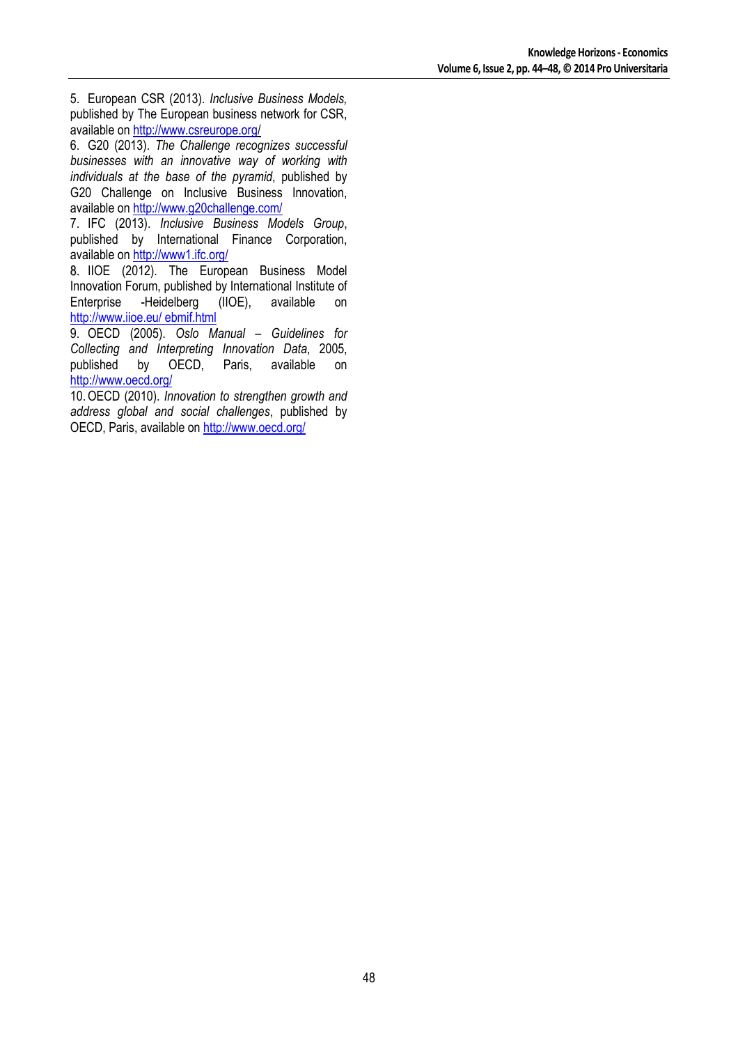5. European CSR (2013). *Inclusive Business Models,* published by The European business network for CSR, available on http://www.csreurope.org/

6. G20 (2013). *The Challenge recognizes successful businesses with an innovative way of working with individuals at the base of the pyramid*, published by G20 Challenge on Inclusive Business Innovation, available on http://www.g20challenge.com/

7. IFC (2013). *Inclusive Business Models Group*, published by International Finance Corporation, available on http://www1.ifc.org/

8. IIOE (2012). The European Business Model Innovation Forum, published by International Institute of Enterprise -Heidelberg (IIOE), available on http://www.iioe.eu/ ebmif.html

9. OECD (2005). *Oslo Manual – Guidelines for Collecting and Interpreting Innovation Data*, 2005, published by OECD, Paris, available on http://www.oecd.org/

10. OECD (2010). *Innovation to strengthen growth and address global and social challenges*, published by OECD, Paris, available on http://www.oecd.org/